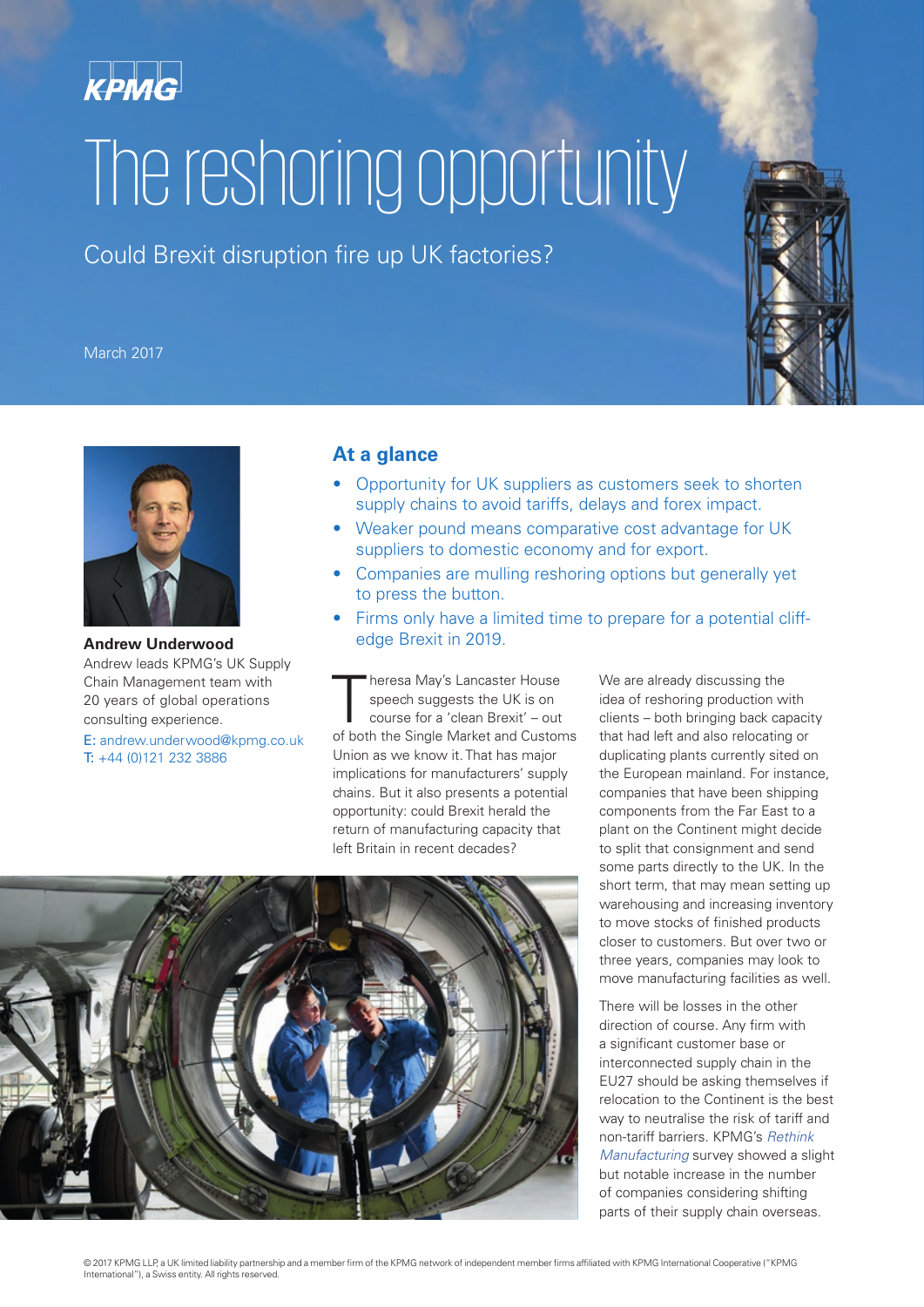KPMG

# The reshoring opportunity

Could Brexit disruption fire up UK factories?

March 2017

**Andrew Underwood**
Andrew leads KPMG's UK Supply Chain Management team with 20 years of global operations consulting experience.
E: andrew.underwood@kpmg.co.uk
T: +44 (0)121 232 3886

## At a glance

- Opportunity for UK suppliers as customers seek to shorten supply chains to avoid tariffs, delays and forex impact.
- Weaker pound means comparative cost advantage for UK suppliers to domestic economy and for export.
- Companies are mulling reshoring options but generally yet to press the button.
- Firms only have a limited time to prepare for a potential cliff-edge Brexit in 2019.

Theresa May's Lancaster House speech suggests the UK is on course for a 'clean Brexit' – out of both the Single Market and Customs Union as we know it. That has major implications for manufacturers' supply chains. But it also presents a potential opportunity: could Brexit herald the return of manufacturing capacity that left Britain in recent decades?

We are already discussing the idea of reshoring production with clients – both bringing back capacity that had left and also relocating or duplicating plants currently sited on the European mainland. For instance, companies that have been shipping components from the Far East to a plant on the Continent might decide to split that consignment and send some parts directly to the UK. In the short term, that may mean setting up warehousing and increasing inventory to move stocks of finished products closer to customers. But over two or three years, companies may look to move manufacturing facilities as well.

There will be losses in the other direction of course. Any firm with a significant customer base or interconnected supply chain in the EU27 should be asking themselves if relocation to the Continent is the best way to neutralise the risk of tariff and non-tariff barriers. KPMG's *Rethink Manufacturing* survey showed a slight but notable increase in the number of companies considering shifting parts of their supply chain overseas.

© 2017 KPMG LLP, a UK limited liability partnership and a member firm of the KPMG network of independent member firms affiliated with KPMG International Cooperative ("KPMG International"), a Swiss entity. All rights reserved.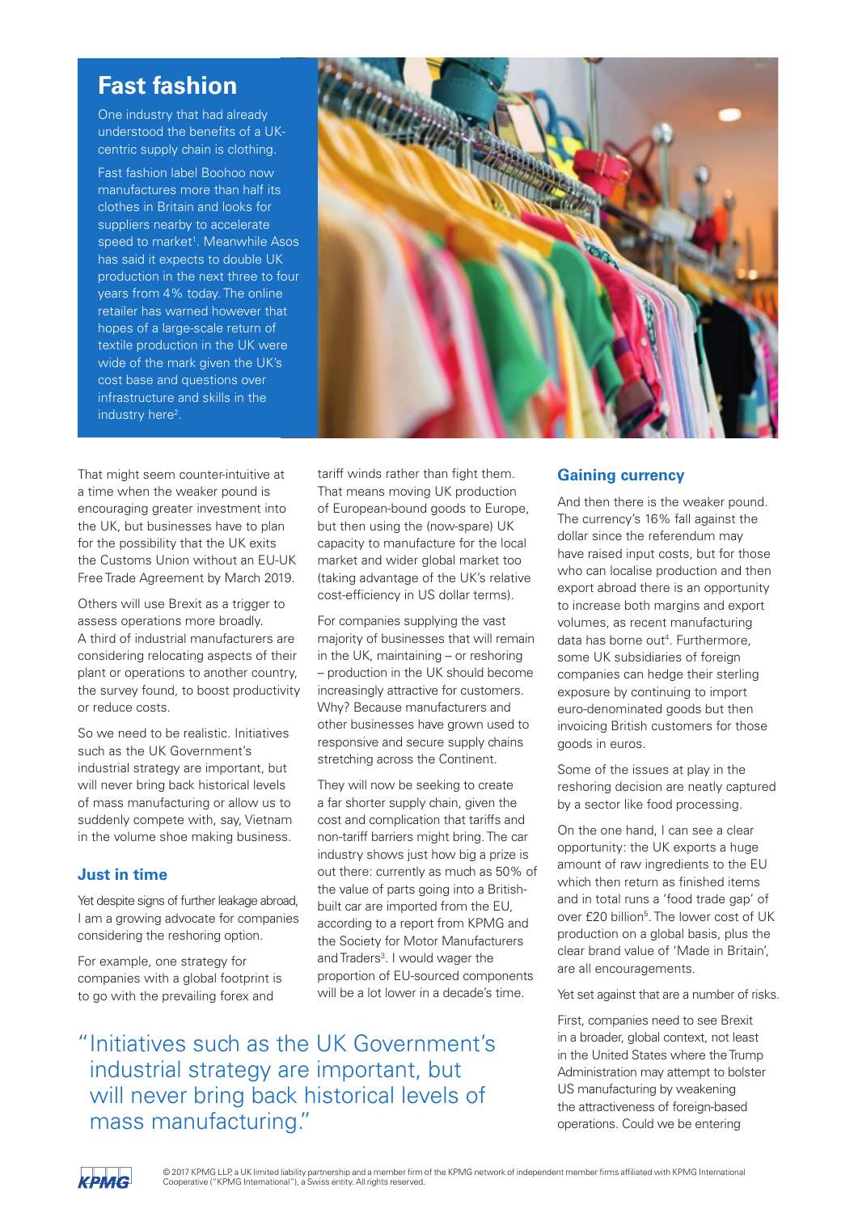## Fast fashion

One industry that had already understood the benefits of a UK-centric supply chain is clothing.

Fast fashion label Boohoo now manufactures more than half its clothes in Britain and looks for suppliers nearby to accelerate speed to market[1]. Meanwhile Asos has said it expects to double UK production in the next three to four years from 4% today. The online retailer has warned however that hopes of a large-scale return of textile production in the UK were wide of the mark given the UK's cost base and questions over infrastructure and skills in the industry here[2].

That might seem counter-intuitive at a time when the weaker pound is encouraging greater investment into the UK, but businesses have to plan for the possibility that the UK exits the Customs Union without an EU-UK Free Trade Agreement by March 2019.

Others will use Brexit as a trigger to assess operations more broadly. A third of industrial manufacturers are considering relocating aspects of their plant or operations to another country, the survey found, to boost productivity or reduce costs.

So we need to be realistic. Initiatives such as the UK Government's industrial strategy are important, but will never bring back historical levels of mass manufacturing or allow us to suddenly compete with, say, Vietnam in the volume shoe making business.

### Just in time

Yet despite signs of further leakage abroad, I am a growing advocate for companies considering the reshoring option.

For example, one strategy for companies with a global footprint is to go with the prevailing forex and tariff winds rather than fight them. That means moving UK production of European-bound goods to Europe, but then using the (now-spare) UK capacity to manufacture for the local market and wider global market too (taking advantage of the UK's relative cost-efficiency in US dollar terms).

For companies supplying the vast majority of businesses that will remain in the UK, maintaining – or reshoring – production in the UK should become increasingly attractive for customers. Why? Because manufacturers and other businesses have grown used to responsive and secure supply chains stretching across the Continent.

They will now be seeking to create a far shorter supply chain, given the cost and complication that tariffs and non-tariff barriers might bring. The car industry shows just how big a prize is out there: currently as much as 50% of the value of parts going into a British-built car are imported from the EU, according to a report from KPMG and the Society for Motor Manufacturers and Traders[3]. I would wager the proportion of EU-sourced components will be a lot lower in a decade's time.

> "Initiatives such as the UK Government's industrial strategy are important, but will never bring back historical levels of mass manufacturing."

### Gaining currency

And then there is the weaker pound. The currency's 16% fall against the dollar since the referendum may have raised input costs, but for those who can localise production and then export abroad there is an opportunity to increase both margins and export volumes, as recent manufacturing data has borne out[4]. Furthermore, some UK subsidiaries of foreign companies can hedge their sterling exposure by continuing to import euro-denominated goods but then invoicing British customers for those goods in euros.

Some of the issues at play in the reshoring decision are neatly captured by a sector like food processing.

On the one hand, I can see a clear opportunity: the UK exports a huge amount of raw ingredients to the EU which then return as finished items and in total runs a 'food trade gap' of over £20 billion[5]. The lower cost of UK production on a global basis, plus the clear brand value of 'Made in Britain', are all encouragements.

Yet set against that are a number of risks.

First, companies need to see Brexit in a broader, global context, not least in the United States where the Trump Administration may attempt to bolster US manufacturing by weakening the attractiveness of foreign-based operations. Could we be entering

© 2017 KPMG LLP, a UK limited liability partnership and a member firm of the KPMG network of independent member firms affiliated with KPMG International Cooperative ("KPMG International"), a Swiss entity. All rights reserved.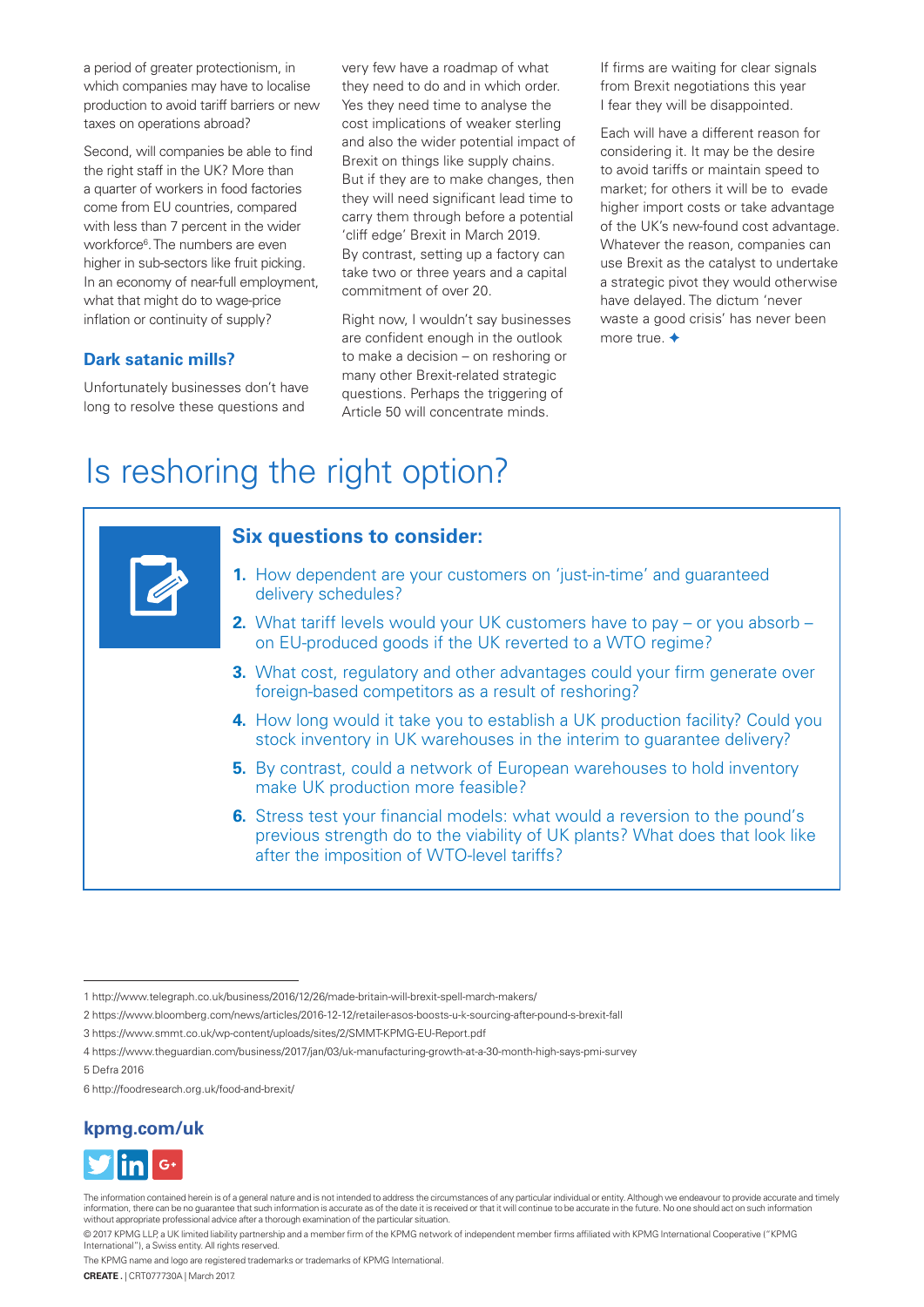a period of greater protectionism, in which companies may have to localise production to avoid tariff barriers or new taxes on operations abroad?

Second, will companies be able to find the right staff in the UK? More than a quarter of workers in food factories come from EU countries, compared with less than 7 percent in the wider workforce[6]. The numbers are even higher in sub-sectors like fruit picking. In an economy of near-full employment, what that might do to wage-price inflation or continuity of supply?

### Dark satanic mills?

Unfortunately businesses don't have long to resolve these questions and very few have a roadmap of what they need to do and in which order. Yes they need time to analyse the cost implications of weaker sterling and also the wider potential impact of Brexit on things like supply chains. But if they are to make changes, then they will need significant lead time to carry them through before a potential 'cliff edge' Brexit in March 2019. By contrast, setting up a factory can take two or three years and a capital commitment of over 20.

Right now, I wouldn't say businesses are confident enough in the outlook to make a decision – on reshoring or many other Brexit-related strategic questions. Perhaps the triggering of Article 50 will concentrate minds.

If firms are waiting for clear signals from Brexit negotiations this year I fear they will be disappointed.

Each will have a different reason for considering it. It may be the desire to avoid tariffs or maintain speed to market; for others it will be to evade higher import costs or take advantage of the UK's new-found cost advantage. Whatever the reason, companies can use Brexit as the catalyst to undertake a strategic pivot they would otherwise have delayed. The dictum 'never waste a good crisis' has never been more true. ✦

# Is reshoring the right option?

## Six questions to consider:

1. How dependent are your customers on 'just-in-time' and guaranteed delivery schedules?
2. What tariff levels would your UK customers have to pay – or you absorb – on EU-produced goods if the UK reverted to a WTO regime?
3. What cost, regulatory and other advantages could your firm generate over foreign-based competitors as a result of reshoring?
4. How long would it take you to establish a UK production facility? Could you stock inventory in UK warehouses in the interim to guarantee delivery?
5. By contrast, could a network of European warehouses to hold inventory make UK production more feasible?
6. Stress test your financial models: what would a reversion to the pound's previous strength do to the viability of UK plants? What does that look like after the imposition of WTO-level tariffs?

---

1 http://www.telegraph.co.uk/business/2016/12/26/made-britain-will-brexit-spell-march-makers/

2 https://www.bloomberg.com/news/articles/2016-12-12/retailer-asos-boosts-u-k-sourcing-after-pound-s-brexit-fall

3 https://www.smmt.co.uk/wp-content/uploads/sites/2/SMMT-KPMG-EU-Report.pdf

4 https://www.theguardian.com/business/2017/jan/03/uk-manufacturing-growth-at-a-30-month-high-says-pmi-survey

5 Defra 2016

6 http://foodresearch.org.uk/food-and-brexit/

**kpmg.com/uk**

The information contained herein is of a general nature and is not intended to address the circumstances of any particular individual or entity. Although we endeavour to provide accurate and timely information, there can be no guarantee that such information is accurate as of the date it is received or that it will continue to be accurate in the future. No one should act on such information without appropriate professional advice after a thorough examination of the particular situation.

© 2017 KPMG LLP, a UK limited liability partnership and a member firm of the KPMG network of independent member firms affiliated with KPMG International Cooperative ("KPMG International"), a Swiss entity. All rights reserved.

The KPMG name and logo are registered trademarks or trademarks of KPMG International.

**CREATE.** | CRT077730A | March 2017